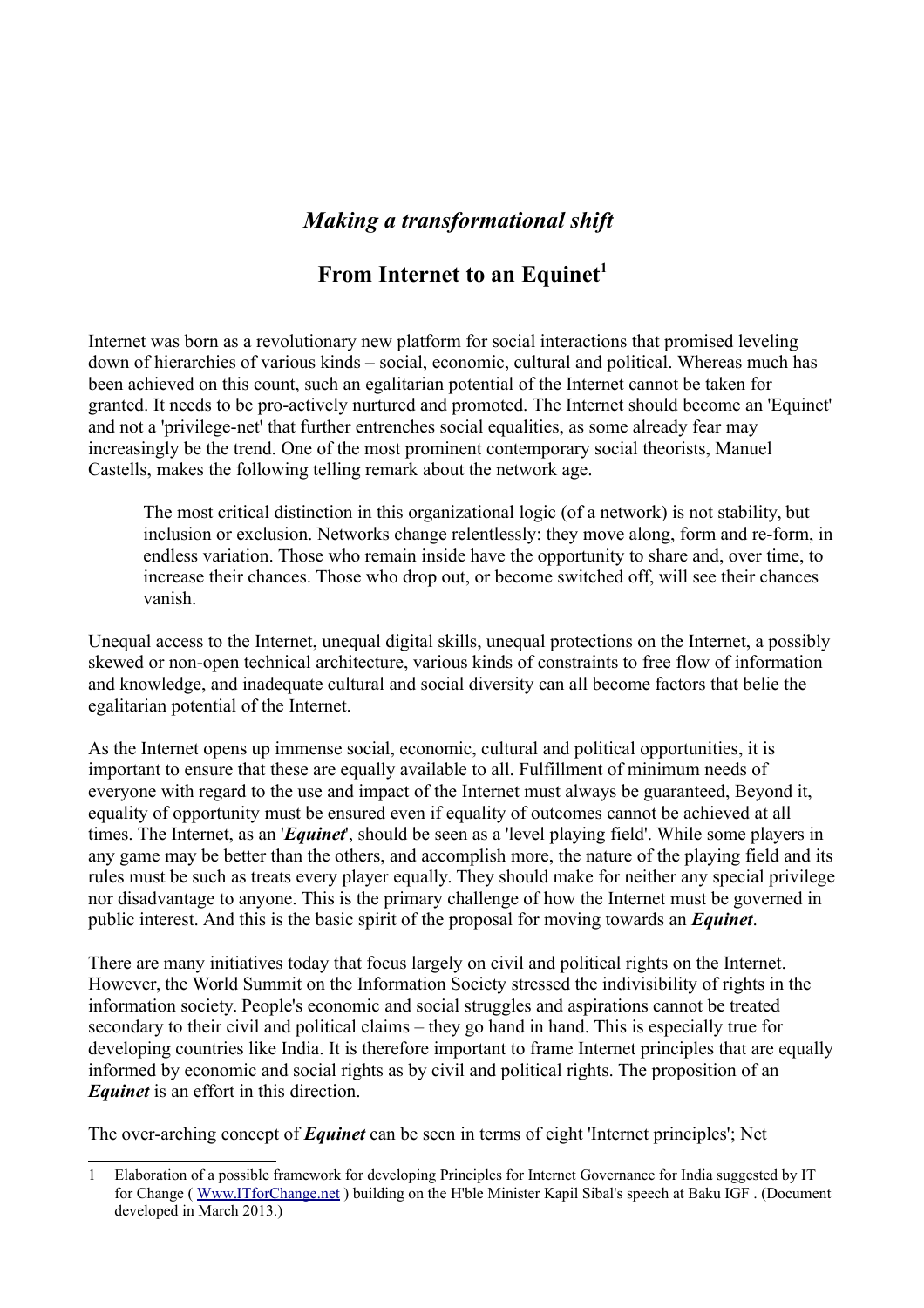## *Making a transformational shift*

## From Internet to an Equinet[1]

Internet was born as a revolutionary new platform for social interactions that promised leveling down of hierarchies of various kinds – social, economic, cultural and political. Whereas much has been achieved on this count, such an egalitarian potential of the Internet cannot be taken for granted. It needs to be pro-actively nurtured and promoted. The Internet should become an 'Equinet' and not a 'privilege-net' that further entrenches social equalities, as some already fear may increasingly be the trend. One of the most prominent contemporary social theorists, Manuel Castells, makes the following telling remark about the network age.

> The most critical distinction in this organizational logic (of a network) is not stability, but inclusion or exclusion. Networks change relentlessly: they move along, form and re-form, in endless variation. Those who remain inside have the opportunity to share and, over time, to increase their chances. Those who drop out, or become switched off, will see their chances vanish.

Unequal access to the Internet, unequal digital skills, unequal protections on the Internet, a possibly skewed or non-open technical architecture, various kinds of constraints to free flow of information and knowledge, and inadequate cultural and social diversity can all become factors that belie the egalitarian potential of the Internet.

As the Internet opens up immense social, economic, cultural and political opportunities, it is important to ensure that these are equally available to all. Fulfillment of minimum needs of everyone with regard to the use and impact of the Internet must always be guaranteed, Beyond it, equality of opportunity must be ensured even if equality of outcomes cannot be achieved at all times. The Internet, as an '***Equinet***', should be seen as a 'level playing field'. While some players in any game may be better than the others, and accomplish more, the nature of the playing field and its rules must be such as treats every player equally. They should make for neither any special privilege nor disadvantage to anyone. This is the primary challenge of how the Internet must be governed in public interest. And this is the basic spirit of the proposal for moving towards an ***Equinet***.

There are many initiatives today that focus largely on civil and political rights on the Internet. However, the World Summit on the Information Society stressed the indivisibility of rights in the information society. People's economic and social struggles and aspirations cannot be treated secondary to their civil and political claims – they go hand in hand. This is especially true for developing countries like India. It is therefore important to frame Internet principles that are equally informed by economic and social rights as by civil and political rights. The proposition of an ***Equinet*** is an effort in this direction.

The over-arching concept of ***Equinet*** can be seen in terms of eight 'Internet principles'; Net

---

[1] Elaboration of a possible framework for developing Principles for Internet Governance for India suggested by IT for Change ( Www.ITforChange.net ) building on the H'ble Minister Kapil Sibal's speech at Baku IGF . (Document developed in March 2013.)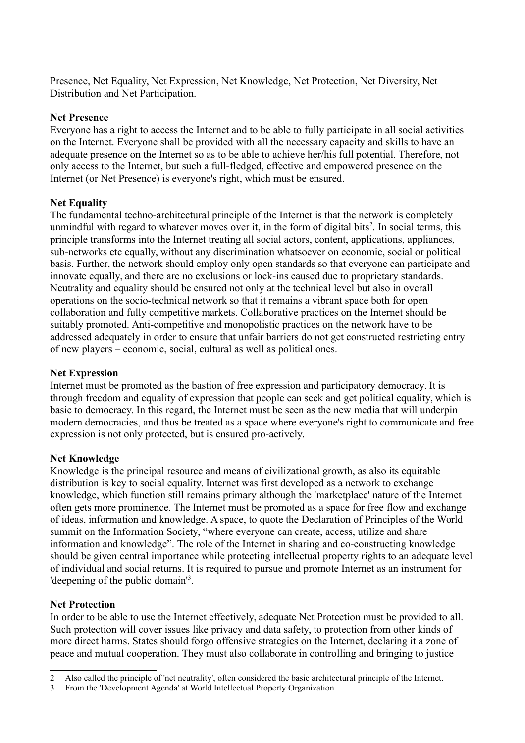Presence, Net Equality, Net Expression, Net Knowledge, Net Protection, Net Diversity, Net Distribution and Net Participation.

**Net Presence**

Everyone has a right to access the Internet and to be able to fully participate in all social activities on the Internet. Everyone shall be provided with all the necessary capacity and skills to have an adequate presence on the Internet so as to be able to achieve her/his full potential. Therefore, not only access to the Internet, but such a full-fledged, effective and empowered presence on the Internet (or Net Presence) is everyone's right, which must be ensured.

**Net Equality**

The fundamental techno-architectural principle of the Internet is that the network is completely unmindful with regard to whatever moves over it, in the form of digital bits[2]. In social terms, this principle transforms into the Internet treating all social actors, content, applications, appliances, sub-networks etc equally, without any discrimination whatsoever on economic, social or political basis. Further, the network should employ only open standards so that everyone can participate and innovate equally, and there are no exclusions or lock-ins caused due to proprietary standards. Neutrality and equality should be ensured not only at the technical level but also in overall operations on the socio-technical network so that it remains a vibrant space both for open collaboration and fully competitive markets. Collaborative practices on the Internet should be suitably promoted. Anti-competitive and monopolistic practices on the network have to be addressed adequately in order to ensure that unfair barriers do not get constructed restricting entry of new players – economic, social, cultural as well as political ones.

**Net Expression**

Internet must be promoted as the bastion of free expression and participatory democracy. It is through freedom and equality of expression that people can seek and get political equality, which is basic to democracy. In this regard, the Internet must be seen as the new media that will underpin modern democracies, and thus be treated as a space where everyone's right to communicate and free expression is not only protected, but is ensured pro-actively.

**Net Knowledge**

Knowledge is the principal resource and means of civilizational growth, as also its equitable distribution is key to social equality. Internet was first developed as a network to exchange knowledge, which function still remains primary although the 'marketplace' nature of the Internet often gets more prominence. The Internet must be promoted as a space for free flow and exchange of ideas, information and knowledge. A space, to quote the Declaration of Principles of the World summit on the Information Society, "where everyone can create, access, utilize and share information and knowledge". The role of the Internet in sharing and co-constructing knowledge should be given central importance while protecting intellectual property rights to an adequate level of individual and social returns. It is required to pursue and promote Internet as an instrument for 'deepening of the public domain'[3].

**Net Protection**

In order to be able to use the Internet effectively, adequate Net Protection must be provided to all. Such protection will cover issues like privacy and data safety, to protection from other kinds of more direct harms. States should forgo offensive strategies on the Internet, declaring it a zone of peace and mutual cooperation. They must also collaborate in controlling and bringing to justice

---

2 Also called the principle of 'net neutrality', often considered the basic architectural principle of the Internet.

3 From the 'Development Agenda' at World Intellectual Property Organization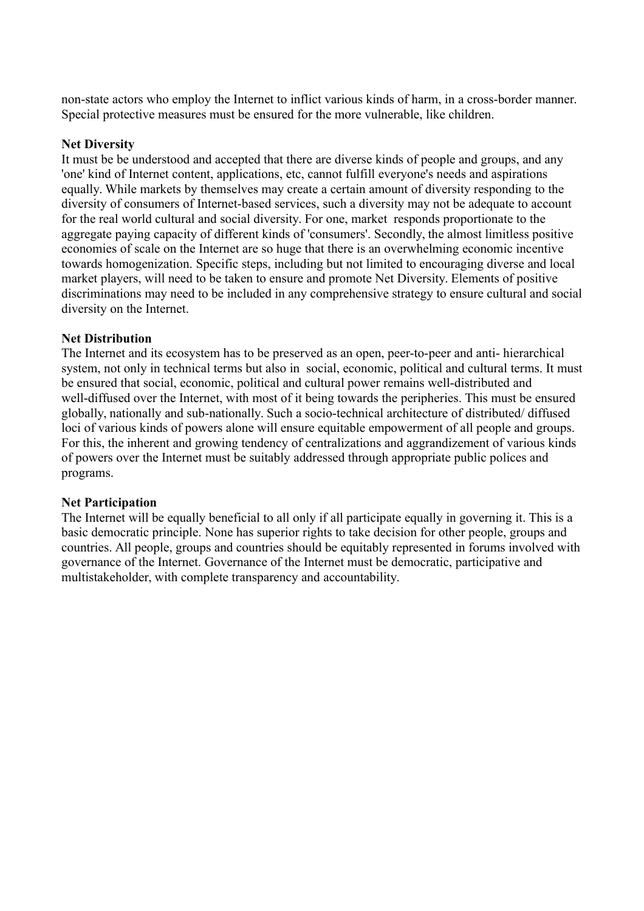non-state actors who employ the Internet to inflict various kinds of harm, in a cross-border manner. Special protective measures must be ensured for the more vulnerable, like children.

**Net Diversity**

It must be be understood and accepted that there are diverse kinds of people and groups, and any 'one' kind of Internet content, applications, etc, cannot fulfill everyone's needs and aspirations equally. While markets by themselves may create a certain amount of diversity responding to the diversity of consumers of Internet-based services, such a diversity may not be adequate to account for the real world cultural and social diversity. For one, market responds proportionate to the aggregate paying capacity of different kinds of 'consumers'. Secondly, the almost limitless positive economies of scale on the Internet are so huge that there is an overwhelming economic incentive towards homogenization. Specific steps, including but not limited to encouraging diverse and local market players, will need to be taken to ensure and promote Net Diversity. Elements of positive discriminations may need to be included in any comprehensive strategy to ensure cultural and social diversity on the Internet.

**Net Distribution**

The Internet and its ecosystem has to be preserved as an open, peer-to-peer and anti- hierarchical system, not only in technical terms but also in social, economic, political and cultural terms. It must be ensured that social, economic, political and cultural power remains well-distributed and well-diffused over the Internet, with most of it being towards the peripheries. This must be ensured globally, nationally and sub-nationally. Such a socio-technical architecture of distributed/ diffused loci of various kinds of powers alone will ensure equitable empowerment of all people and groups. For this, the inherent and growing tendency of centralizations and aggrandizement of various kinds of powers over the Internet must be suitably addressed through appropriate public polices and programs.

**Net Participation**

The Internet will be equally beneficial to all only if all participate equally in governing it. This is a basic democratic principle. None has superior rights to take decision for other people, groups and countries. All people, groups and countries should be equitably represented in forums involved with governance of the Internet. Governance of the Internet must be democratic, participative and multistakeholder, with complete transparency and accountability.